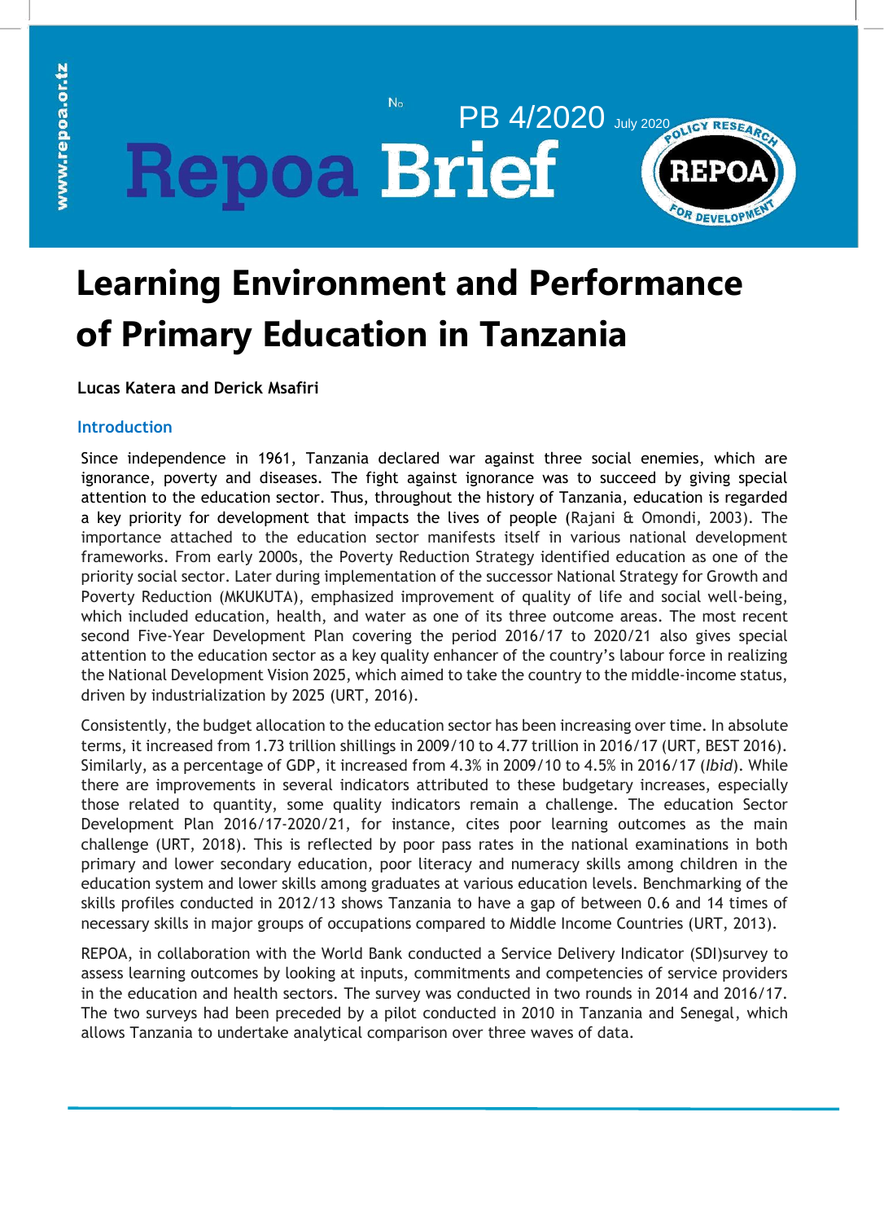Repoa Brief

No PB 4/2020 July 2020

# Learning Environment and Performance of Primary Education in Tanzania

**Lucas Katera and Derick Msafiri**

## Introduction

Since independence in 1961, Tanzania declared war against three social enemies, which are ignorance, poverty and diseases. The fight against ignorance was to succeed by giving special attention to the education sector. Thus, throughout the history of Tanzania, education is regarded a key priority for development that impacts the lives of people (Rajani & Omondi, 2003). The importance attached to the education sector manifests itself in various national development frameworks. From early 2000s, the Poverty Reduction Strategy identified education as one of the priority social sector. Later during implementation of the successor National Strategy for Growth and Poverty Reduction (MKUKUTA), emphasized improvement of quality of life and social well-being, which included education, health, and water as one of its three outcome areas. The most recent second Five-Year Development Plan covering the period 2016/17 to 2020/21 also gives special attention to the education sector as a key quality enhancer of the country's labour force in realizing the National Development Vision 2025, which aimed to take the country to the middle-income status, driven by industrialization by 2025 (URT, 2016).

Consistently, the budget allocation to the education sector has been increasing over time. In absolute terms, it increased from 1.73 trillion shillings in 2009/10 to 4.77 trillion in 2016/17 (URT, BEST 2016). Similarly, as a percentage of GDP, it increased from 4.3% in 2009/10 to 4.5% in 2016/17 (*Ibid*). While there are improvements in several indicators attributed to these budgetary increases, especially those related to quantity, some quality indicators remain a challenge. The education Sector Development Plan 2016/17-2020/21, for instance, cites poor learning outcomes as the main challenge (URT, 2018). This is reflected by poor pass rates in the national examinations in both primary and lower secondary education, poor literacy and numeracy skills among children in the education system and lower skills among graduates at various education levels. Benchmarking of the skills profiles conducted in 2012/13 shows Tanzania to have a gap of between 0.6 and 14 times of necessary skills in major groups of occupations compared to Middle Income Countries (URT, 2013).

REPOA, in collaboration with the World Bank conducted a Service Delivery Indicator (SDI)survey to assess learning outcomes by looking at inputs, commitments and competencies of service providers in the education and health sectors. The survey was conducted in two rounds in 2014 and 2016/17. The two surveys had been preceded by a pilot conducted in 2010 in Tanzania and Senegal, which allows Tanzania to undertake analytical comparison over three waves of data.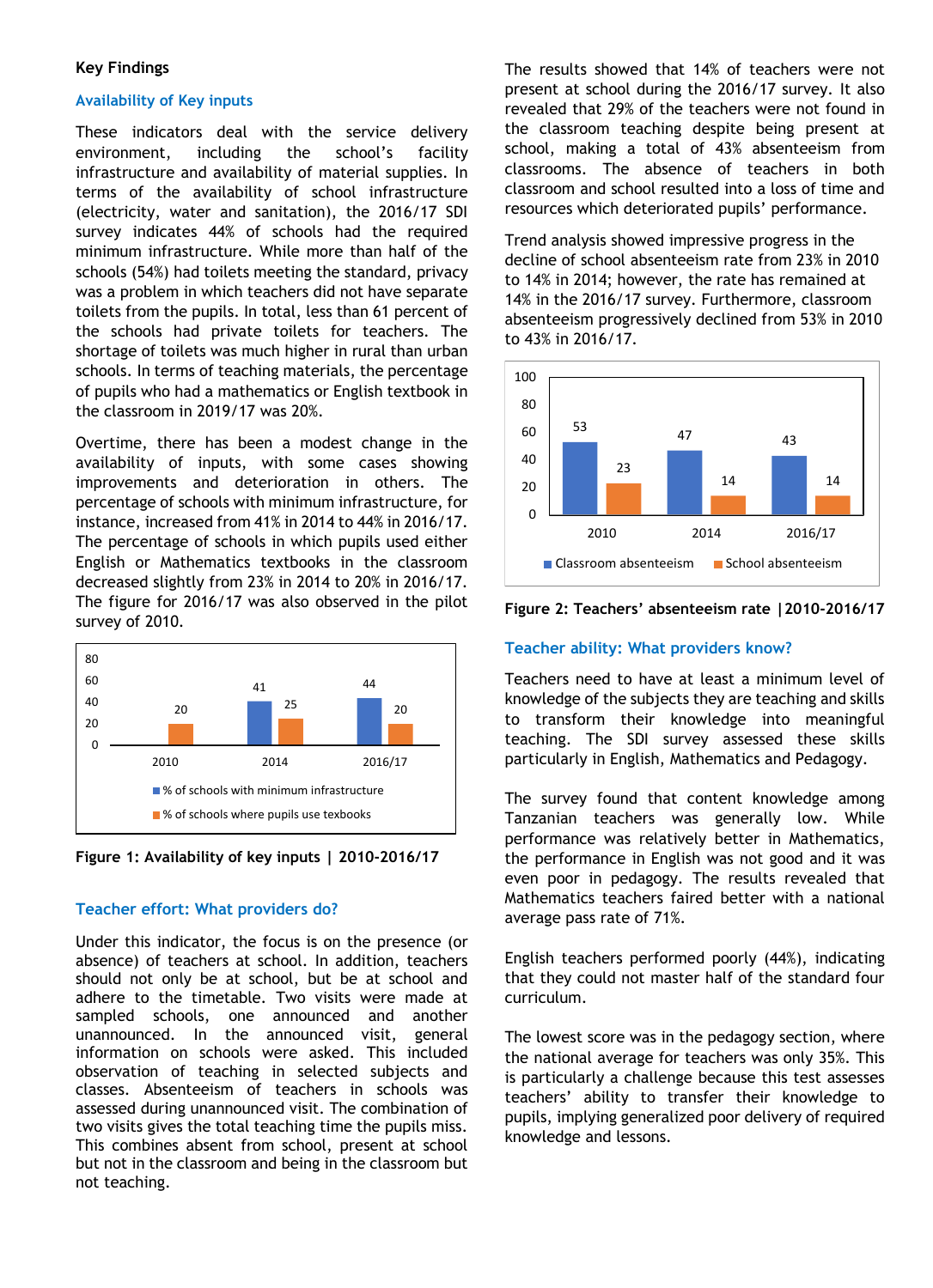## Key Findings

### Availability of Key inputs

These indicators deal with the service delivery environment, including the school's facility infrastructure and availability of material supplies. In terms of the availability of school infrastructure (electricity, water and sanitation), the 2016/17 SDI survey indicates 44% of schools had the required minimum infrastructure. While more than half of the schools (54%) had toilets meeting the standard, privacy was a problem in which teachers did not have separate toilets from the pupils. In total, less than 61 percent of the schools had private toilets for teachers. The shortage of toilets was much higher in rural than urban schools. In terms of teaching materials, the percentage of pupils who had a mathematics or English textbook in the classroom in 2019/17 was 20%.

Overtime, there has been a modest change in the availability of inputs, with some cases showing improvements and deterioration in others. The percentage of schools with minimum infrastructure, for instance, increased from 41% in 2014 to 44% in 2016/17. The percentage of schools in which pupils used either English or Mathematics textbooks in the classroom decreased slightly from 23% in 2014 to 20% in 2016/17. The figure for 2016/17 was also observed in the pilot survey of 2010.

| | 2010 | 2014 | 2016/17 |
|---|---|---|---|
| % of schools with minimum infrastructure | | 41 | 44 |
| % of schools where pupils use texbooks | 20 | 25 | 20 |

**Figure 1: Availability of key inputs | 2010-2016/17**

### Teacher effort: What providers do?

Under this indicator, the focus is on the presence (or absence) of teachers at school. In addition, teachers should not only be at school, but be at school and adhere to the timetable. Two visits were made at sampled schools, one announced and another unannounced. In the announced visit, general information on schools were asked. This included observation of teaching in selected subjects and classes. Absenteeism of teachers in schools was assessed during unannounced visit. The combination of two visits gives the total teaching time the pupils miss. This combines absent from school, present at school but not in the classroom and being in the classroom but not teaching.

The results showed that 14% of teachers were not present at school during the 2016/17 survey. It also revealed that 29% of the teachers were not found in the classroom teaching despite being present at school, making a total of 43% absenteeism from classrooms. The absence of teachers in both classroom and school resulted into a loss of time and resources which deteriorated pupils' performance.

Trend analysis showed impressive progress in the decline of school absenteeism rate from 23% in 2010 to 14% in 2014; however, the rate has remained at 14% in the 2016/17 survey. Furthermore, classroom absenteeism progressively declined from 53% in 2010 to 43% in 2016/17.

| | 2010 | 2014 | 2016/17 |
|---|---|---|---|
| Classroom absenteeism | 53 | 47 | 43 |
| School absenteeism | 23 | 14 | 14 |

**Figure 2: Teachers' absenteeism rate | 2010-2016/17**

### Teacher ability: What providers know?

Teachers need to have at least a minimum level of knowledge of the subjects they are teaching and skills to transform their knowledge into meaningful teaching. The SDI survey assessed these skills particularly in English, Mathematics and Pedagogy.

The survey found that content knowledge among Tanzanian teachers was generally low. While performance was relatively better in Mathematics, the performance in English was not good and it was even poor in pedagogy. The results revealed that Mathematics teachers faired better with a national average pass rate of 71%.

English teachers performed poorly (44%), indicating that they could not master half of the standard four curriculum.

The lowest score was in the pedagogy section, where the national average for teachers was only 35%. This is particularly a challenge because this test assesses teachers' ability to transfer their knowledge to pupils, implying generalized poor delivery of required knowledge and lessons.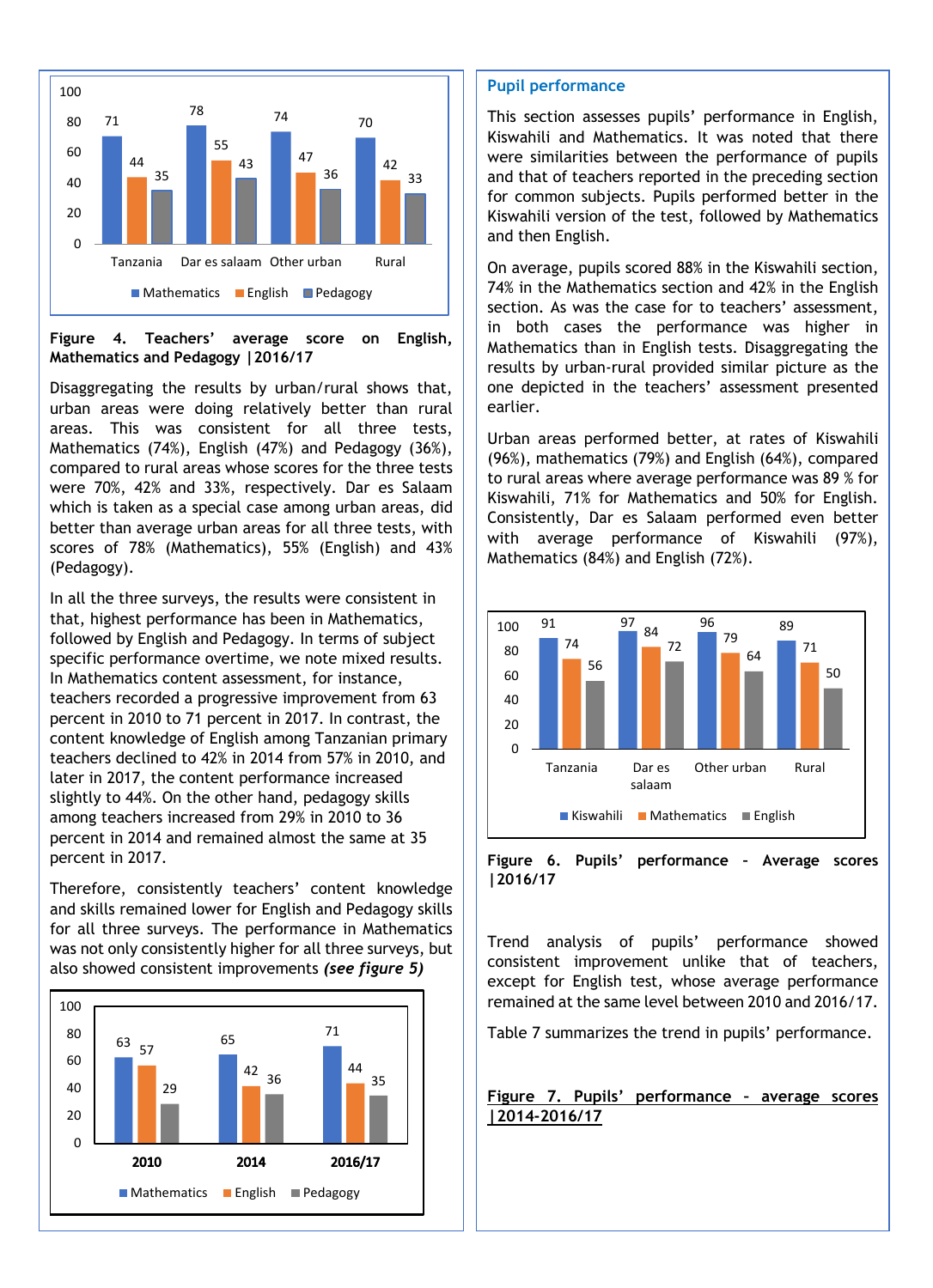| | Mathematics | English | Pedagogy |
|---|---|---|---|
| Tanzania | 71 | 44 | 35 |
| Dar es salaam | 78 | 55 | 43 |
| Other urban | 74 | 47 | 36 |
| Rural | 70 | 42 | 33 |

**Figure 4. Teachers' average score on English, Mathematics and Pedagogy |2016/17**

Disaggregating the results by urban/rural shows that, urban areas were doing relatively better than rural areas. This was consistent for all three tests, Mathematics (74%), English (47%) and Pedagogy (36%), compared to rural areas whose scores for the three tests were 70%, 42% and 33%, respectively. Dar es Salaam which is taken as a special case among urban areas, did better than average urban areas for all three tests, with scores of 78% (Mathematics), 55% (English) and 43% (Pedagogy).

In all the three surveys, the results were consistent in that, highest performance has been in Mathematics, followed by English and Pedagogy. In terms of subject specific performance overtime, we note mixed results. In Mathematics content assessment, for instance, teachers recorded a progressive improvement from 63 percent in 2010 to 71 percent in 2017. In contrast, the content knowledge of English among Tanzanian primary teachers declined to 42% in 2014 from 57% in 2010, and later in 2017, the content performance increased slightly to 44%. On the other hand, pedagogy skills among teachers increased from 29% in 2010 to 36 percent in 2014 and remained almost the same at 35 percent in 2017.

Therefore, consistently teachers' content knowledge and skills remained lower for English and Pedagogy skills for all three surveys. The performance in Mathematics was not only consistently higher for all three surveys, but also showed consistent improvements ***(see figure 5)***

| | Mathematics | English | Pedagogy |
|---|---|---|---|
| 2010 | 63 | 57 | 29 |
| 2014 | 65 | 42 | 36 |
| 2016/17 | 71 | 44 | 35 |

## Pupil performance

This section assesses pupils' performance in English, Kiswahili and Mathematics. It was noted that there were similarities between the performance of pupils and that of teachers reported in the preceding section for common subjects. Pupils performed better in the Kiswahili version of the test, followed by Mathematics and then English.

On average, pupils scored 88% in the Kiswahili section, 74% in the Mathematics section and 42% in the English section. As was the case for to teachers' assessment, in both cases the performance was higher in Mathematics than in English tests. Disaggregating the results by urban-rural provided similar picture as the one depicted in the teachers' assessment presented earlier.

Urban areas performed better, at rates of Kiswahili (96%), mathematics (79%) and English (64%), compared to rural areas where average performance was 89 % for Kiswahili, 71% for Mathematics and 50% for English. Consistently, Dar es Salaam performed even better with average performance of Kiswahili (97%), Mathematics (84%) and English (72%).

| | Kiswahili | Mathematics | English |
|---|---|---|---|
| Tanzania | 91 | 74 | 56 |
| Dar es salaam | 97 | 84 | 72 |
| Other urban | 96 | 79 | 64 |
| Rural | 89 | 71 | 50 |

**Figure 6. Pupils' performance – Average scores |2016/17**

Trend analysis of pupils' performance showed consistent improvement unlike that of teachers, except for English test, whose average performance remained at the same level between 2010 and 2016/17.

Table 7 summarizes the trend in pupils' performance.

**Figure 7. Pupils' performance – average scores |2014-2016/17**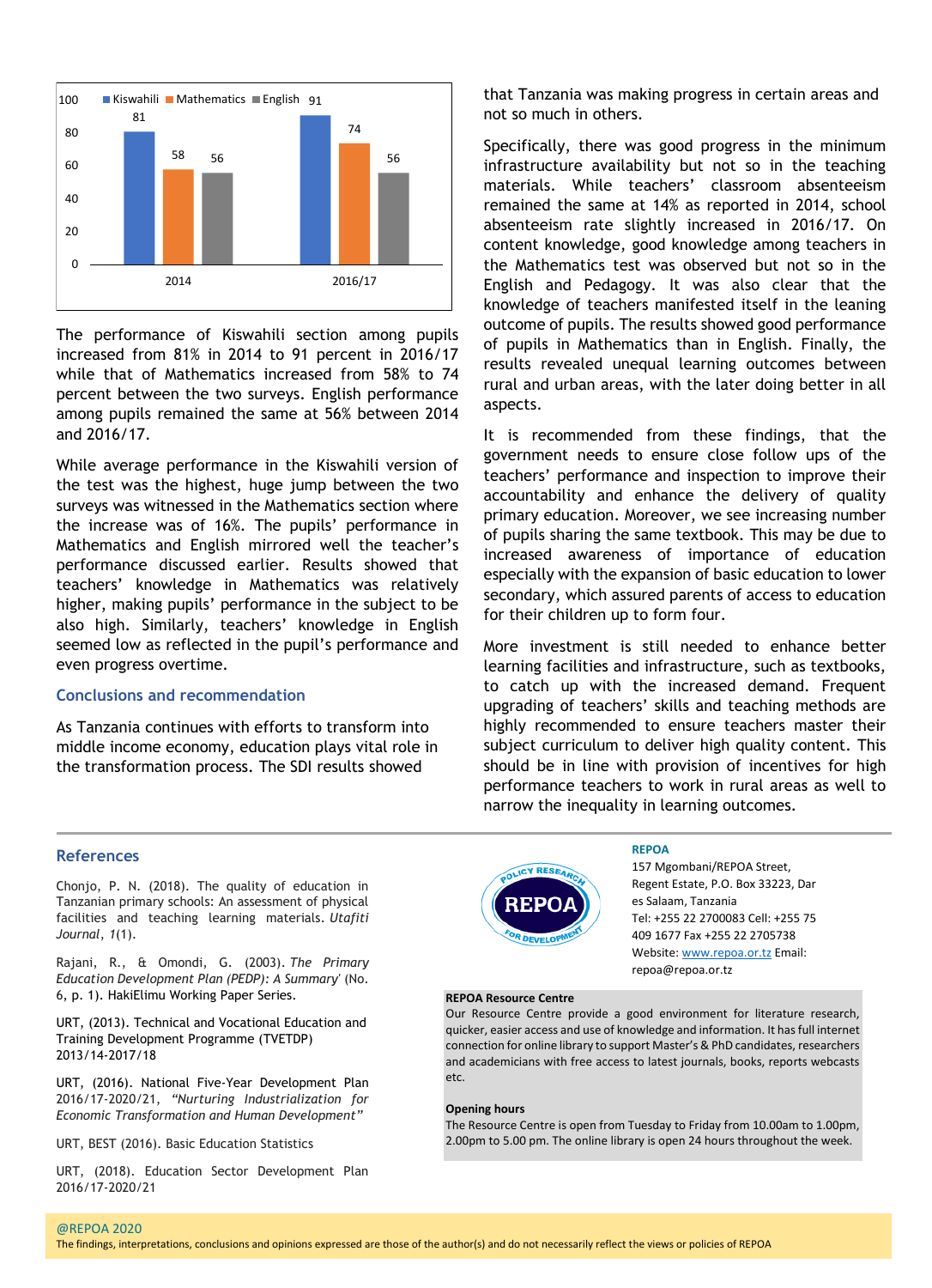100
80
60
40
20
0

Kiswahili Mathematics English

81
58
56
91
74
56

2014
2016/17

The performance of Kiswahili section among pupils increased from 81% in 2014 to 91 percent in 2016/17 while that of Mathematics increased from 58% to 74 percent between the two surveys. English performance among pupils remained the same at 56% between 2014 and 2016/17.

While average performance in the Kiswahili version of the test was the highest, huge jump between the two surveys was witnessed in the Mathematics section where the increase was of 16%. The pupils' performance in Mathematics and English mirrored well the teacher's performance discussed earlier. Results showed that teachers' knowledge in Mathematics was relatively higher, making pupils' performance in the subject to be also high. Similarly, teachers' knowledge in English seemed low as reflected in the pupil's performance and even progress overtime.

## Conclusions and recommendation

As Tanzania continues with efforts to transform into middle income economy, education plays vital role in the transformation process. The SDI results showed that Tanzania was making progress in certain areas and not so much in others.

Specifically, there was good progress in the minimum infrastructure availability but not so in the teaching materials. While teachers' classroom absenteeism remained the same at 14% as reported in 2014, school absenteeism rate slightly increased in 2016/17. On content knowledge, good knowledge among teachers in the Mathematics test was observed but not so in the English and Pedagogy. It was also clear that the knowledge of teachers manifested itself in the leaning outcome of pupils. The results showed good performance of pupils in Mathematics than in English. Finally, the results revealed unequal learning outcomes between rural and urban areas, with the later doing better in all aspects.

It is recommended from these findings, that the government needs to ensure close follow ups of the teachers' performance and inspection to improve their accountability and enhance the delivery of quality primary education. Moreover, we see increasing number of pupils sharing the same textbook. This may be due to increased awareness of importance of education especially with the expansion of basic education to lower secondary, which assured parents of access to education for their children up to form four.

More investment is still needed to enhance better learning facilities and infrastructure, such as textbooks, to catch up with the increased demand. Frequent upgrading of teachers' skills and teaching methods are highly recommended to ensure teachers master their subject curriculum to deliver high quality content. This should be in line with provision of incentives for high performance teachers to work in rural areas as well to narrow the inequality in learning outcomes.

## References

Chonjo, P. N. (2018). The quality of education in Tanzanian primary schools: An assessment of physical facilities and teaching learning materials. *Utafiti Journal*, *1*(1).

Rajani, R., & Omondi, G. (2003). *The Primary Education Development Plan (PEDP): A Summary*' (No. 6, p. 1). HakiElimu Working Paper Series.

URT, (2013). Technical and Vocational Education and Training Development Programme (TVETDP) 2013/14-2017/18

URT, (2016). National Five-Year Development Plan 2016/17-2020/21, *"Nurturing Industrialization for Economic Transformation and Human Development"*

URT, BEST (2016). Basic Education Statistics

URT, (2018). Education Sector Development Plan 2016/17-2020/21

**REPOA**

157 Mgombani/REPOA Street, Regent Estate, P.O. Box 33223, Dar es Salaam, Tanzania
Tel: +255 22 2700083 Cell: +255 75 409 1677 Fax +255 22 2705738
Website: www.repoa.or.tz Email: repoa@repoa.or.tz

**REPOA Resource Centre**

Our Resource Centre provide a good environment for literature research, quicker, easier access and use of knowledge and information. It has full internet connection for online library to support Master's & PhD candidates, researchers and academicians with free access to latest journals, books, reports webcasts etc.

**Opening hours**

The Resource Centre is open from Tuesday to Friday from 10.00am to 1.00pm, 2.00pm to 5.00 pm. The online library is open 24 hours throughout the week.

@REPOA 2020

The findings, interpretations, conclusions and opinions expressed are those of the author(s) and do not necessarily reflect the views or policies of REPOA